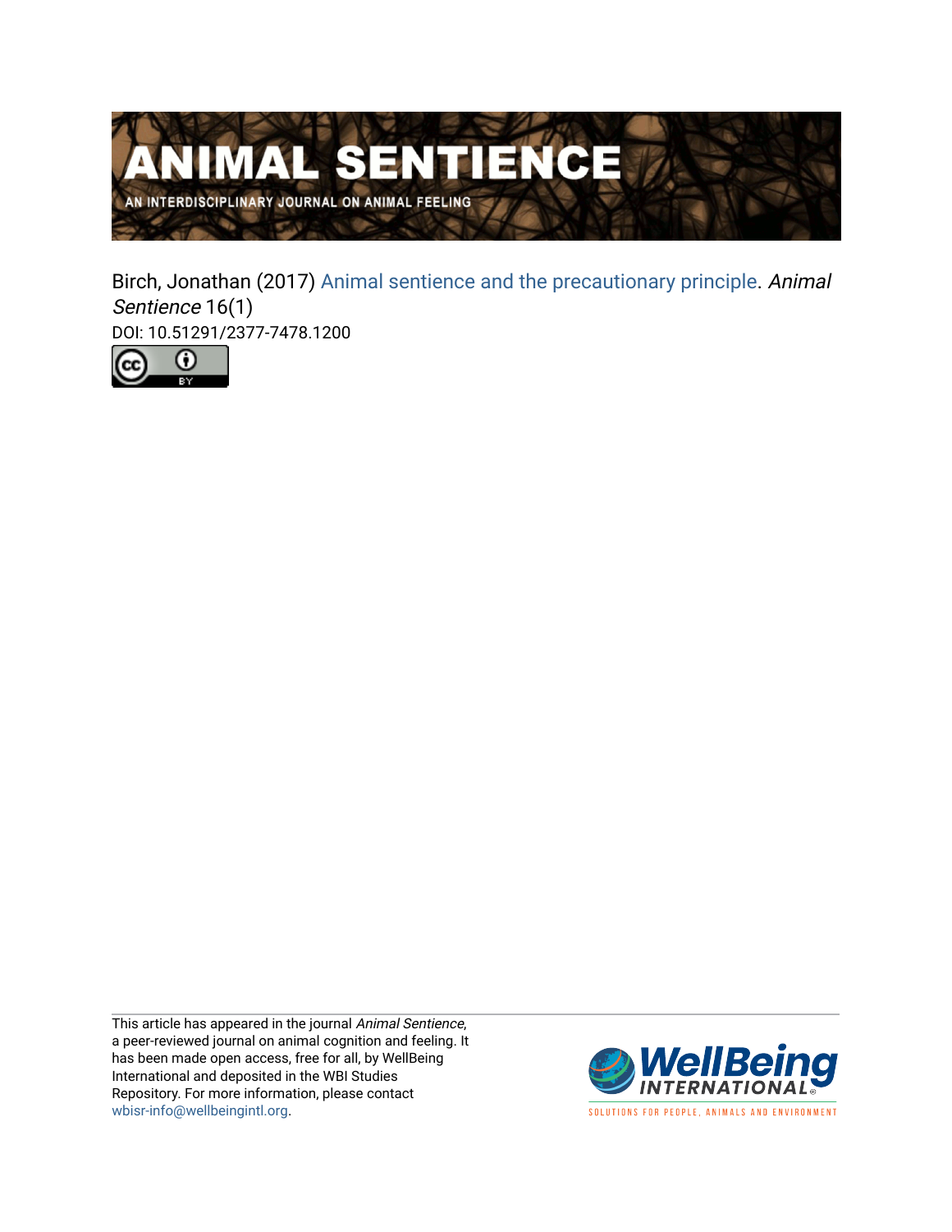# ANIMAL SENTIENCE

AN INTERDISCIPLINARY JOURNAL ON ANIMAL FEELING

Birch, Jonathan (2017) Animal sentience and the precautionary principle. *Animal Sentience* 16(1)

DOI: 10.51291/2377-7478.1200

This article has appeared in the journal *Animal Sentience*, a peer-reviewed journal on animal cognition and feeling. It has been made open access, free for all, by WellBeing International and deposited in the WBI Studies Repository. For more information, please contact wbisr-info@wellbeingintl.org.

WellBeing INTERNATIONAL

SOLUTIONS FOR PEOPLE, ANIMALS AND ENVIRONMENT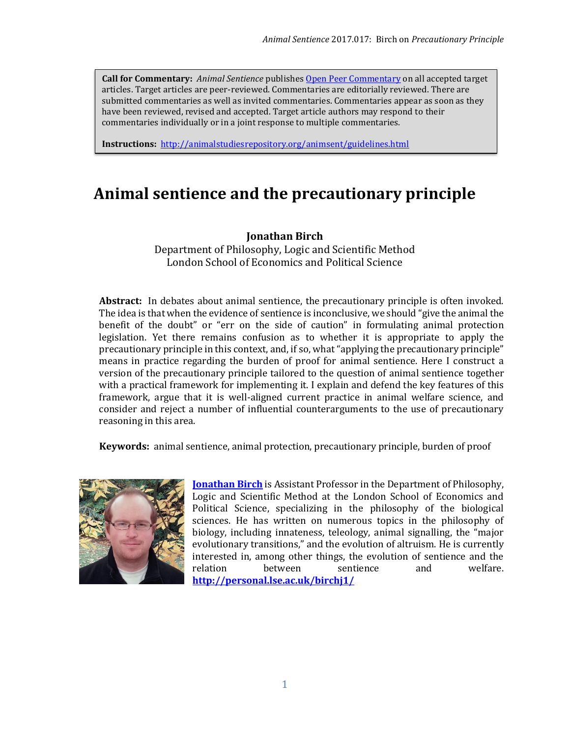**Call for Commentary:** *Animal Sentience* publishes Open Peer Commentary on all accepted target articles. Target articles are peer-reviewed. Commentaries are editorially reviewed. There are submitted commentaries as well as invited commentaries. Commentaries appear as soon as they have been reviewed, revised and accepted. Target article authors may respond to their commentaries individually or in a joint response to multiple commentaries.

**Instructions:** http://animalstudiesrepository.org/animsent/guidelines.html

# Animal sentience and the precautionary principle

**Jonathan Birch**
Department of Philosophy, Logic and Scientific Method
London School of Economics and Political Science

**Abstract:** In debates about animal sentience, the precautionary principle is often invoked. The idea is that when the evidence of sentience is inconclusive, we should "give the animal the benefit of the doubt" or "err on the side of caution" in formulating animal protection legislation. Yet there remains confusion as to whether it is appropriate to apply the precautionary principle in this context, and, if so, what "applying the precautionary principle" means in practice regarding the burden of proof for animal sentience. Here I construct a version of the precautionary principle tailored to the question of animal sentience together with a practical framework for implementing it. I explain and defend the key features of this framework, argue that it is well-aligned current practice in animal welfare science, and consider and reject a number of influential counterarguments to the use of precautionary reasoning in this area.

**Keywords:** animal sentience, animal protection, precautionary principle, burden of proof

**Jonathan Birch** is Assistant Professor in the Department of Philosophy, Logic and Scientific Method at the London School of Economics and Political Science, specializing in the philosophy of the biological sciences. He has written on numerous topics in the philosophy of biology, including innateness, teleology, animal signalling, the "major evolutionary transitions," and the evolution of altruism. He is currently interested in, among other things, the evolution of sentience and the relation between sentience and welfare. **http://personal.lse.ac.uk/birchj1/**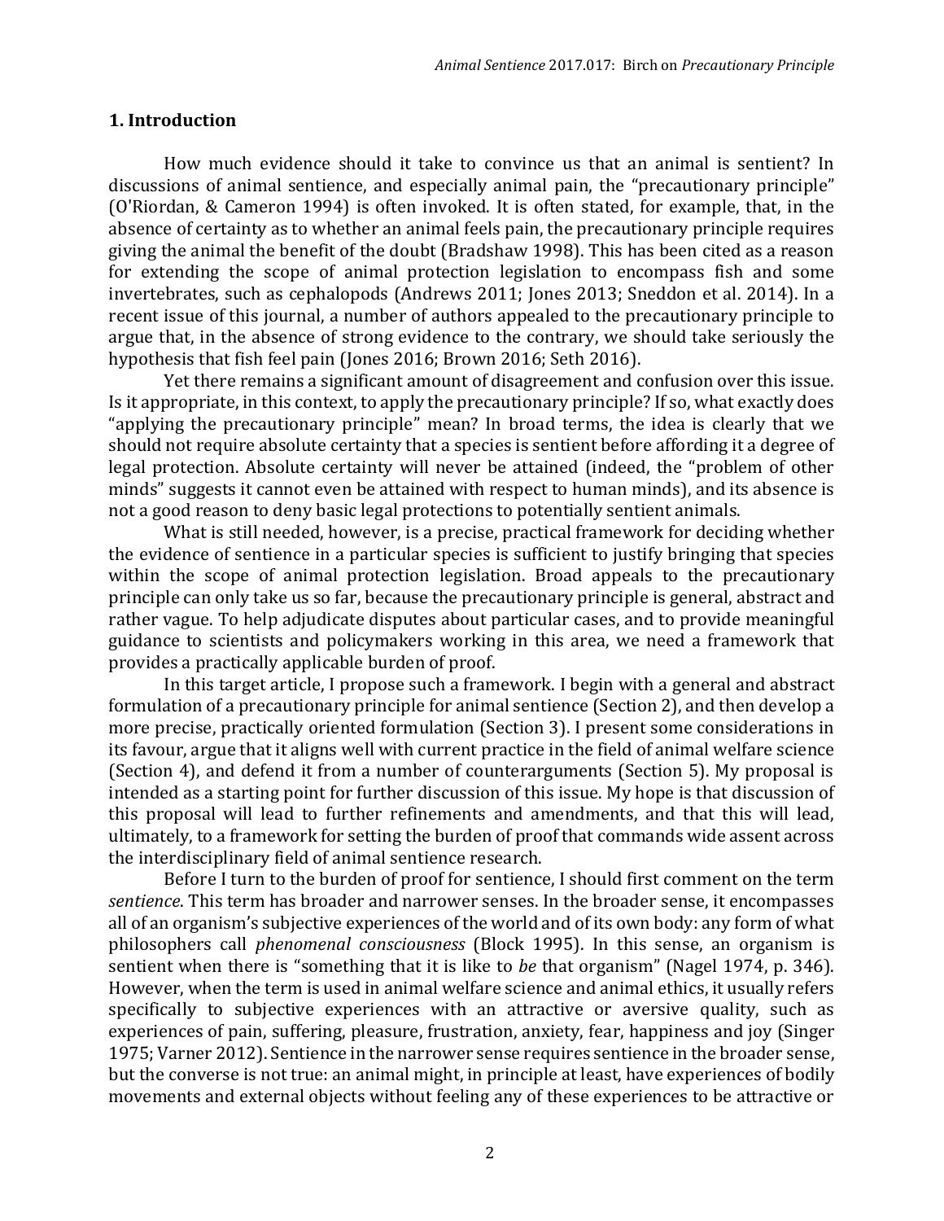## 1. Introduction

How much evidence should it take to convince us that an animal is sentient? In discussions of animal sentience, and especially animal pain, the "precautionary principle" (O'Riordan, & Cameron 1994) is often invoked. It is often stated, for example, that, in the absence of certainty as to whether an animal feels pain, the precautionary principle requires giving the animal the benefit of the doubt (Bradshaw 1998). This has been cited as a reason for extending the scope of animal protection legislation to encompass fish and some invertebrates, such as cephalopods (Andrews 2011; Jones 2013; Sneddon et al. 2014). In a recent issue of this journal, a number of authors appealed to the precautionary principle to argue that, in the absence of strong evidence to the contrary, we should take seriously the hypothesis that fish feel pain (Jones 2016; Brown 2016; Seth 2016).

Yet there remains a significant amount of disagreement and confusion over this issue. Is it appropriate, in this context, to apply the precautionary principle? If so, what exactly does "applying the precautionary principle" mean? In broad terms, the idea is clearly that we should not require absolute certainty that a species is sentient before affording it a degree of legal protection. Absolute certainty will never be attained (indeed, the "problem of other minds" suggests it cannot even be attained with respect to human minds), and its absence is not a good reason to deny basic legal protections to potentially sentient animals.

What is still needed, however, is a precise, practical framework for deciding whether the evidence of sentience in a particular species is sufficient to justify bringing that species within the scope of animal protection legislation. Broad appeals to the precautionary principle can only take us so far, because the precautionary principle is general, abstract and rather vague. To help adjudicate disputes about particular cases, and to provide meaningful guidance to scientists and policymakers working in this area, we need a framework that provides a practically applicable burden of proof.

In this target article, I propose such a framework. I begin with a general and abstract formulation of a precautionary principle for animal sentience (Section 2), and then develop a more precise, practically oriented formulation (Section 3). I present some considerations in its favour, argue that it aligns well with current practice in the field of animal welfare science (Section 4), and defend it from a number of counterarguments (Section 5). My proposal is intended as a starting point for further discussion of this issue. My hope is that discussion of this proposal will lead to further refinements and amendments, and that this will lead, ultimately, to a framework for setting the burden of proof that commands wide assent across the interdisciplinary field of animal sentience research.

Before I turn to the burden of proof for sentience, I should first comment on the term *sentience*. This term has broader and narrower senses. In the broader sense, it encompasses all of an organism's subjective experiences of the world and of its own body: any form of what philosophers call *phenomenal consciousness* (Block 1995). In this sense, an organism is sentient when there is "something that it is like to *be* that organism" (Nagel 1974, p. 346). However, when the term is used in animal welfare science and animal ethics, it usually refers specifically to subjective experiences with an attractive or aversive quality, such as experiences of pain, suffering, pleasure, frustration, anxiety, fear, happiness and joy (Singer 1975; Varner 2012). Sentience in the narrower sense requires sentience in the broader sense, but the converse is not true: an animal might, in principle at least, have experiences of bodily movements and external objects without feeling any of these experiences to be attractive or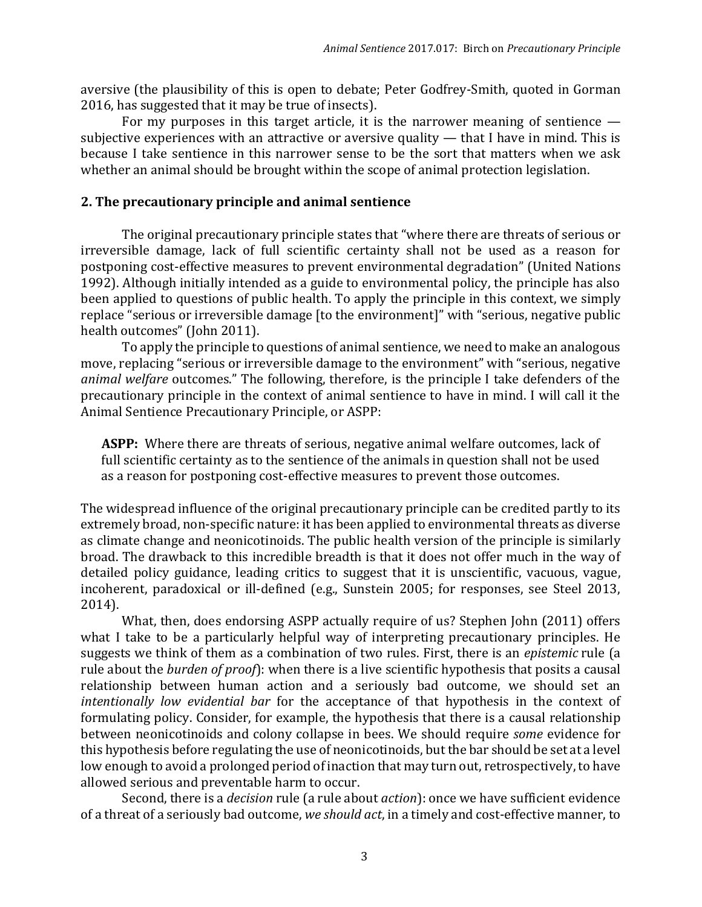aversive (the plausibility of this is open to debate; Peter Godfrey-Smith, quoted in Gorman 2016, has suggested that it may be true of insects).

For my purposes in this target article, it is the narrower meaning of sentience — subjective experiences with an attractive or aversive quality — that I have in mind. This is because I take sentience in this narrower sense to be the sort that matters when we ask whether an animal should be brought within the scope of animal protection legislation.

## 2. The precautionary principle and animal sentience

The original precautionary principle states that "where there are threats of serious or irreversible damage, lack of full scientific certainty shall not be used as a reason for postponing cost-effective measures to prevent environmental degradation" (United Nations 1992). Although initially intended as a guide to environmental policy, the principle has also been applied to questions of public health. To apply the principle in this context, we simply replace "serious or irreversible damage [to the environment]" with "serious, negative public health outcomes" (John 2011).

To apply the principle to questions of animal sentience, we need to make an analogous move, replacing "serious or irreversible damage to the environment" with "serious, negative *animal welfare* outcomes." The following, therefore, is the principle I take defenders of the precautionary principle in the context of animal sentience to have in mind. I will call it the Animal Sentience Precautionary Principle, or ASPP:

> **ASPP:** Where there are threats of serious, negative animal welfare outcomes, lack of full scientific certainty as to the sentience of the animals in question shall not be used as a reason for postponing cost-effective measures to prevent those outcomes.

The widespread influence of the original precautionary principle can be credited partly to its extremely broad, non-specific nature: it has been applied to environmental threats as diverse as climate change and neonicotinoids. The public health version of the principle is similarly broad. The drawback to this incredible breadth is that it does not offer much in the way of detailed policy guidance, leading critics to suggest that it is unscientific, vacuous, vague, incoherent, paradoxical or ill-defined (e.g., Sunstein 2005; for responses, see Steel 2013, 2014).

What, then, does endorsing ASPP actually require of us? Stephen John (2011) offers what I take to be a particularly helpful way of interpreting precautionary principles. He suggests we think of them as a combination of two rules. First, there is an *epistemic* rule (a rule about the *burden of proof*): when there is a live scientific hypothesis that posits a causal relationship between human action and a seriously bad outcome, we should set an *intentionally low evidential bar* for the acceptance of that hypothesis in the context of formulating policy. Consider, for example, the hypothesis that there is a causal relationship between neonicotinoids and colony collapse in bees. We should require *some* evidence for this hypothesis before regulating the use of neonicotinoids, but the bar should be set at a level low enough to avoid a prolonged period of inaction that may turn out, retrospectively, to have allowed serious and preventable harm to occur.

Second, there is a *decision* rule (a rule about *action*): once we have sufficient evidence of a threat of a seriously bad outcome, *we should act*, in a timely and cost-effective manner, to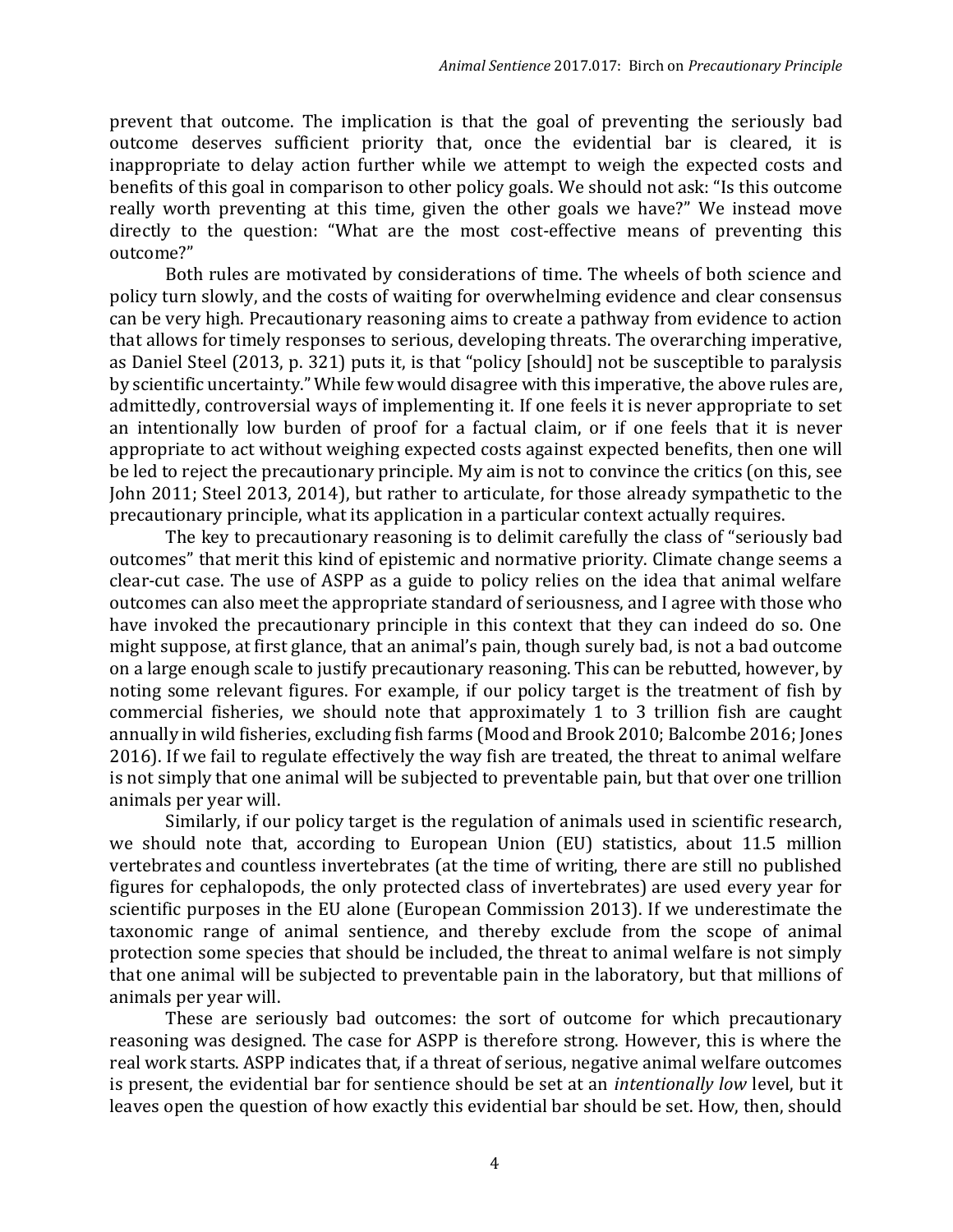prevent that outcome. The implication is that the goal of preventing the seriously bad outcome deserves sufficient priority that, once the evidential bar is cleared, it is inappropriate to delay action further while we attempt to weigh the expected costs and benefits of this goal in comparison to other policy goals. We should not ask: "Is this outcome really worth preventing at this time, given the other goals we have?" We instead move directly to the question: "What are the most cost-effective means of preventing this outcome?"

Both rules are motivated by considerations of time. The wheels of both science and policy turn slowly, and the costs of waiting for overwhelming evidence and clear consensus can be very high. Precautionary reasoning aims to create a pathway from evidence to action that allows for timely responses to serious, developing threats. The overarching imperative, as Daniel Steel (2013, p. 321) puts it, is that "policy [should] not be susceptible to paralysis by scientific uncertainty." While few would disagree with this imperative, the above rules are, admittedly, controversial ways of implementing it. If one feels it is never appropriate to set an intentionally low burden of proof for a factual claim, or if one feels that it is never appropriate to act without weighing expected costs against expected benefits, then one will be led to reject the precautionary principle. My aim is not to convince the critics (on this, see John 2011; Steel 2013, 2014), but rather to articulate, for those already sympathetic to the precautionary principle, what its application in a particular context actually requires.

The key to precautionary reasoning is to delimit carefully the class of "seriously bad outcomes" that merit this kind of epistemic and normative priority. Climate change seems a clear-cut case. The use of ASPP as a guide to policy relies on the idea that animal welfare outcomes can also meet the appropriate standard of seriousness, and I agree with those who have invoked the precautionary principle in this context that they can indeed do so. One might suppose, at first glance, that an animal's pain, though surely bad, is not a bad outcome on a large enough scale to justify precautionary reasoning. This can be rebutted, however, by noting some relevant figures. For example, if our policy target is the treatment of fish by commercial fisheries, we should note that approximately 1 to 3 trillion fish are caught annually in wild fisheries, excluding fish farms (Mood and Brook 2010; Balcombe 2016; Jones 2016). If we fail to regulate effectively the way fish are treated, the threat to animal welfare is not simply that one animal will be subjected to preventable pain, but that over one trillion animals per year will.

Similarly, if our policy target is the regulation of animals used in scientific research, we should note that, according to European Union (EU) statistics, about 11.5 million vertebrates and countless invertebrates (at the time of writing, there are still no published figures for cephalopods, the only protected class of invertebrates) are used every year for scientific purposes in the EU alone (European Commission 2013). If we underestimate the taxonomic range of animal sentience, and thereby exclude from the scope of animal protection some species that should be included, the threat to animal welfare is not simply that one animal will be subjected to preventable pain in the laboratory, but that millions of animals per year will.

These are seriously bad outcomes: the sort of outcome for which precautionary reasoning was designed. The case for ASPP is therefore strong. However, this is where the real work starts. ASPP indicates that, if a threat of serious, negative animal welfare outcomes is present, the evidential bar for sentience should be set at an *intentionally low* level, but it leaves open the question of how exactly this evidential bar should be set. How, then, should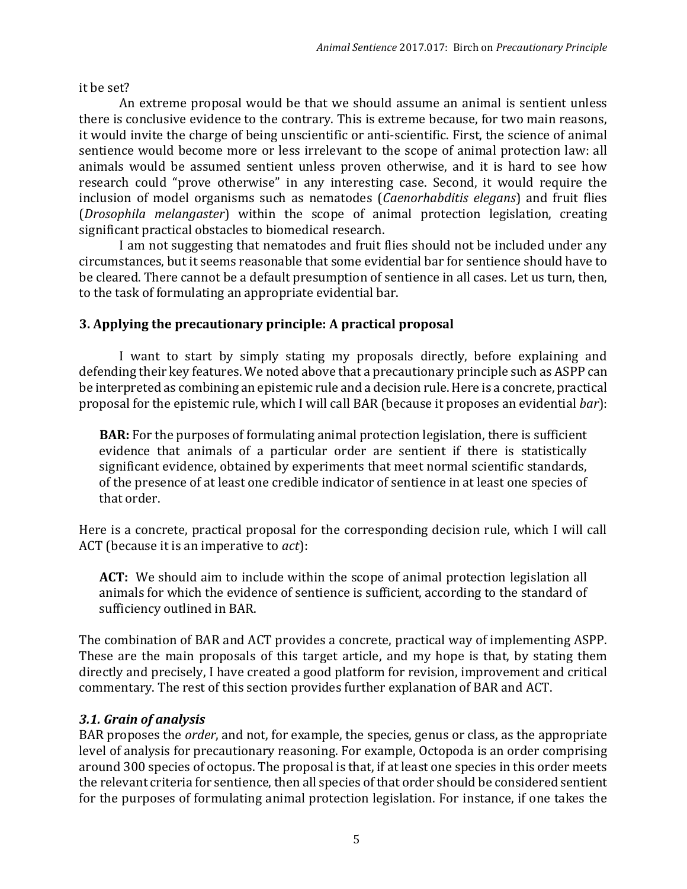it be set?

An extreme proposal would be that we should assume an animal is sentient unless there is conclusive evidence to the contrary. This is extreme because, for two main reasons, it would invite the charge of being unscientific or anti-scientific. First, the science of animal sentience would become more or less irrelevant to the scope of animal protection law: all animals would be assumed sentient unless proven otherwise, and it is hard to see how research could "prove otherwise" in any interesting case. Second, it would require the inclusion of model organisms such as nematodes (*Caenorhabditis elegans*) and fruit flies (*Drosophila melangaster*) within the scope of animal protection legislation, creating significant practical obstacles to biomedical research.

I am not suggesting that nematodes and fruit flies should not be included under any circumstances, but it seems reasonable that some evidential bar for sentience should have to be cleared. There cannot be a default presumption of sentience in all cases. Let us turn, then, to the task of formulating an appropriate evidential bar.

## 3. Applying the precautionary principle: A practical proposal

I want to start by simply stating my proposals directly, before explaining and defending their key features. We noted above that a precautionary principle such as ASPP can be interpreted as combining an epistemic rule and a decision rule. Here is a concrete, practical proposal for the epistemic rule, which I will call BAR (because it proposes an evidential *bar*):

> **BAR:** For the purposes of formulating animal protection legislation, there is sufficient evidence that animals of a particular order are sentient if there is statistically significant evidence, obtained by experiments that meet normal scientific standards, of the presence of at least one credible indicator of sentience in at least one species of that order.

Here is a concrete, practical proposal for the corresponding decision rule, which I will call ACT (because it is an imperative to *act*):

> **ACT:** We should aim to include within the scope of animal protection legislation all animals for which the evidence of sentience is sufficient, according to the standard of sufficiency outlined in BAR.

The combination of BAR and ACT provides a concrete, practical way of implementing ASPP. These are the main proposals of this target article, and my hope is that, by stating them directly and precisely, I have created a good platform for revision, improvement and critical commentary. The rest of this section provides further explanation of BAR and ACT.

### *3.1. Grain of analysis*

BAR proposes the *order*, and not, for example, the species, genus or class, as the appropriate level of analysis for precautionary reasoning. For example, Octopoda is an order comprising around 300 species of octopus. The proposal is that, if at least one species in this order meets the relevant criteria for sentience, then all species of that order should be considered sentient for the purposes of formulating animal protection legislation. For instance, if one takes the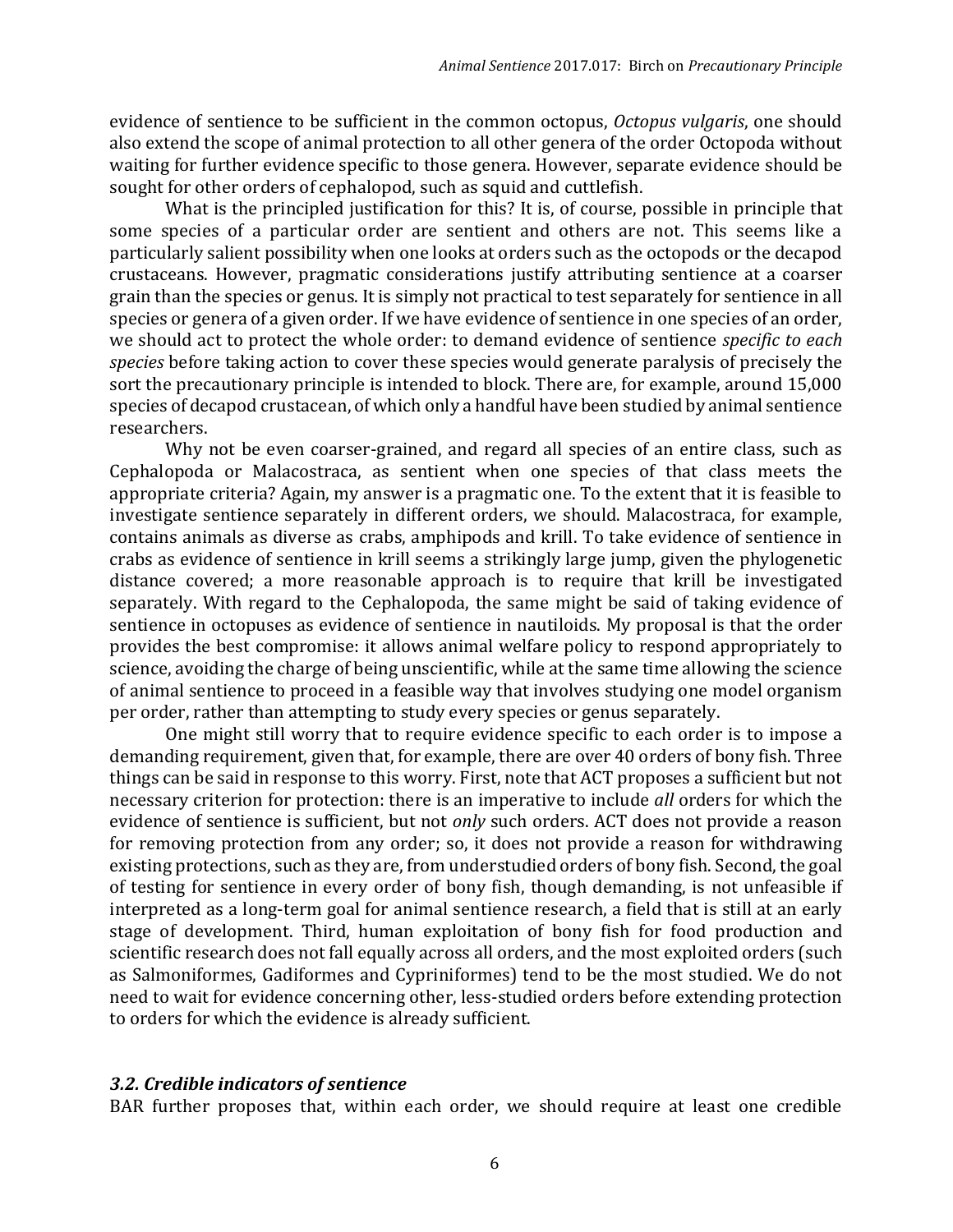evidence of sentience to be sufficient in the common octopus, *Octopus vulgaris*, one should also extend the scope of animal protection to all other genera of the order Octopoda without waiting for further evidence specific to those genera. However, separate evidence should be sought for other orders of cephalopod, such as squid and cuttlefish.

What is the principled justification for this? It is, of course, possible in principle that some species of a particular order are sentient and others are not. This seems like a particularly salient possibility when one looks at orders such as the octopods or the decapod crustaceans. However, pragmatic considerations justify attributing sentience at a coarser grain than the species or genus. It is simply not practical to test separately for sentience in all species or genera of a given order. If we have evidence of sentience in one species of an order, we should act to protect the whole order: to demand evidence of sentience *specific to each species* before taking action to cover these species would generate paralysis of precisely the sort the precautionary principle is intended to block. There are, for example, around 15,000 species of decapod crustacean, of which only a handful have been studied by animal sentience researchers.

Why not be even coarser-grained, and regard all species of an entire class, such as Cephalopoda or Malacostraca, as sentient when one species of that class meets the appropriate criteria? Again, my answer is a pragmatic one. To the extent that it is feasible to investigate sentience separately in different orders, we should. Malacostraca, for example, contains animals as diverse as crabs, amphipods and krill. To take evidence of sentience in crabs as evidence of sentience in krill seems a strikingly large jump, given the phylogenetic distance covered; a more reasonable approach is to require that krill be investigated separately. With regard to the Cephalopoda, the same might be said of taking evidence of sentience in octopuses as evidence of sentience in nautiloids. My proposal is that the order provides the best compromise: it allows animal welfare policy to respond appropriately to science, avoiding the charge of being unscientific, while at the same time allowing the science of animal sentience to proceed in a feasible way that involves studying one model organism per order, rather than attempting to study every species or genus separately.

One might still worry that to require evidence specific to each order is to impose a demanding requirement, given that, for example, there are over 40 orders of bony fish. Three things can be said in response to this worry. First, note that ACT proposes a sufficient but not necessary criterion for protection: there is an imperative to include *all* orders for which the evidence of sentience is sufficient, but not *only* such orders. ACT does not provide a reason for removing protection from any order; so, it does not provide a reason for withdrawing existing protections, such as they are, from understudied orders of bony fish. Second, the goal of testing for sentience in every order of bony fish, though demanding, is not unfeasible if interpreted as a long-term goal for animal sentience research, a field that is still at an early stage of development. Third, human exploitation of bony fish for food production and scientific research does not fall equally across all orders, and the most exploited orders (such as Salmoniformes, Gadiformes and Cypriniformes) tend to be the most studied. We do not need to wait for evidence concerning other, less-studied orders before extending protection to orders for which the evidence is already sufficient.

### *3.2. Credible indicators of sentience*

BAR further proposes that, within each order, we should require at least one credible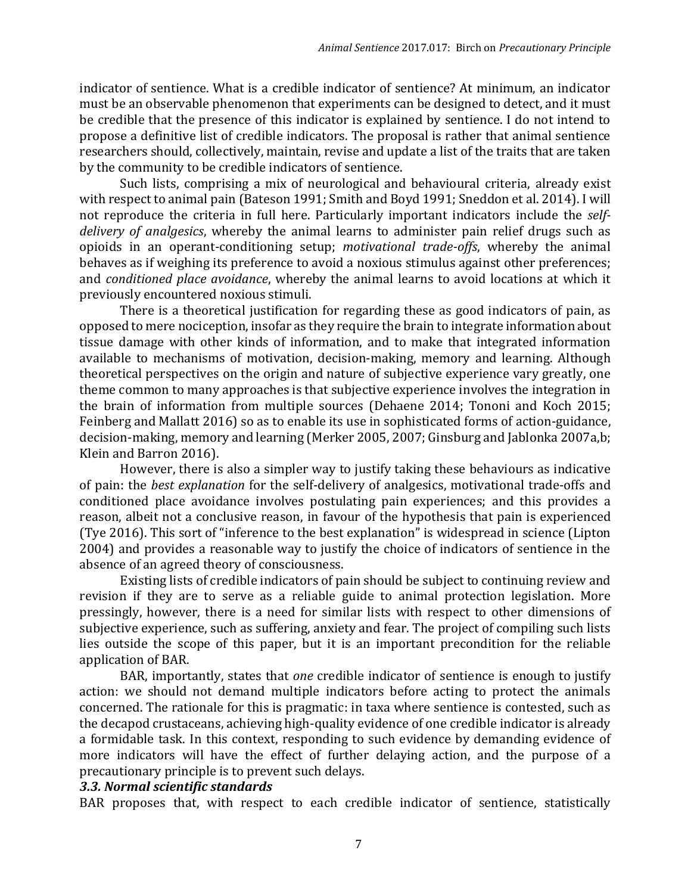indicator of sentience. What is a credible indicator of sentience? At minimum, an indicator must be an observable phenomenon that experiments can be designed to detect, and it must be credible that the presence of this indicator is explained by sentience. I do not intend to propose a definitive list of credible indicators. The proposal is rather that animal sentience researchers should, collectively, maintain, revise and update a list of the traits that are taken by the community to be credible indicators of sentience.

Such lists, comprising a mix of neurological and behavioural criteria, already exist with respect to animal pain (Bateson 1991; Smith and Boyd 1991; Sneddon et al. 2014). I will not reproduce the criteria in full here. Particularly important indicators include the *self-delivery of analgesics*, whereby the animal learns to administer pain relief drugs such as opioids in an operant-conditioning setup; *motivational trade-offs*, whereby the animal behaves as if weighing its preference to avoid a noxious stimulus against other preferences; and *conditioned place avoidance*, whereby the animal learns to avoid locations at which it previously encountered noxious stimuli.

There is a theoretical justification for regarding these as good indicators of pain, as opposed to mere nociception, insofar as they require the brain to integrate information about tissue damage with other kinds of information, and to make that integrated information available to mechanisms of motivation, decision-making, memory and learning. Although theoretical perspectives on the origin and nature of subjective experience vary greatly, one theme common to many approaches is that subjective experience involves the integration in the brain of information from multiple sources (Dehaene 2014; Tononi and Koch 2015; Feinberg and Mallatt 2016) so as to enable its use in sophisticated forms of action-guidance, decision-making, memory and learning (Merker 2005, 2007; Ginsburg and Jablonka 2007a,b; Klein and Barron 2016).

However, there is also a simpler way to justify taking these behaviours as indicative of pain: the *best explanation* for the self-delivery of analgesics, motivational trade-offs and conditioned place avoidance involves postulating pain experiences; and this provides a reason, albeit not a conclusive reason, in favour of the hypothesis that pain is experienced (Tye 2016). This sort of "inference to the best explanation" is widespread in science (Lipton 2004) and provides a reasonable way to justify the choice of indicators of sentience in the absence of an agreed theory of consciousness.

Existing lists of credible indicators of pain should be subject to continuing review and revision if they are to serve as a reliable guide to animal protection legislation. More pressingly, however, there is a need for similar lists with respect to other dimensions of subjective experience, such as suffering, anxiety and fear. The project of compiling such lists lies outside the scope of this paper, but it is an important precondition for the reliable application of BAR.

BAR, importantly, states that *one* credible indicator of sentience is enough to justify action: we should not demand multiple indicators before acting to protect the animals concerned. The rationale for this is pragmatic: in taxa where sentience is contested, such as the decapod crustaceans, achieving high-quality evidence of one credible indicator is already a formidable task. In this context, responding to such evidence by demanding evidence of more indicators will have the effect of further delaying action, and the purpose of a precautionary principle is to prevent such delays.

### 3.3. Normal scientific standards

BAR proposes that, with respect to each credible indicator of sentience, statistically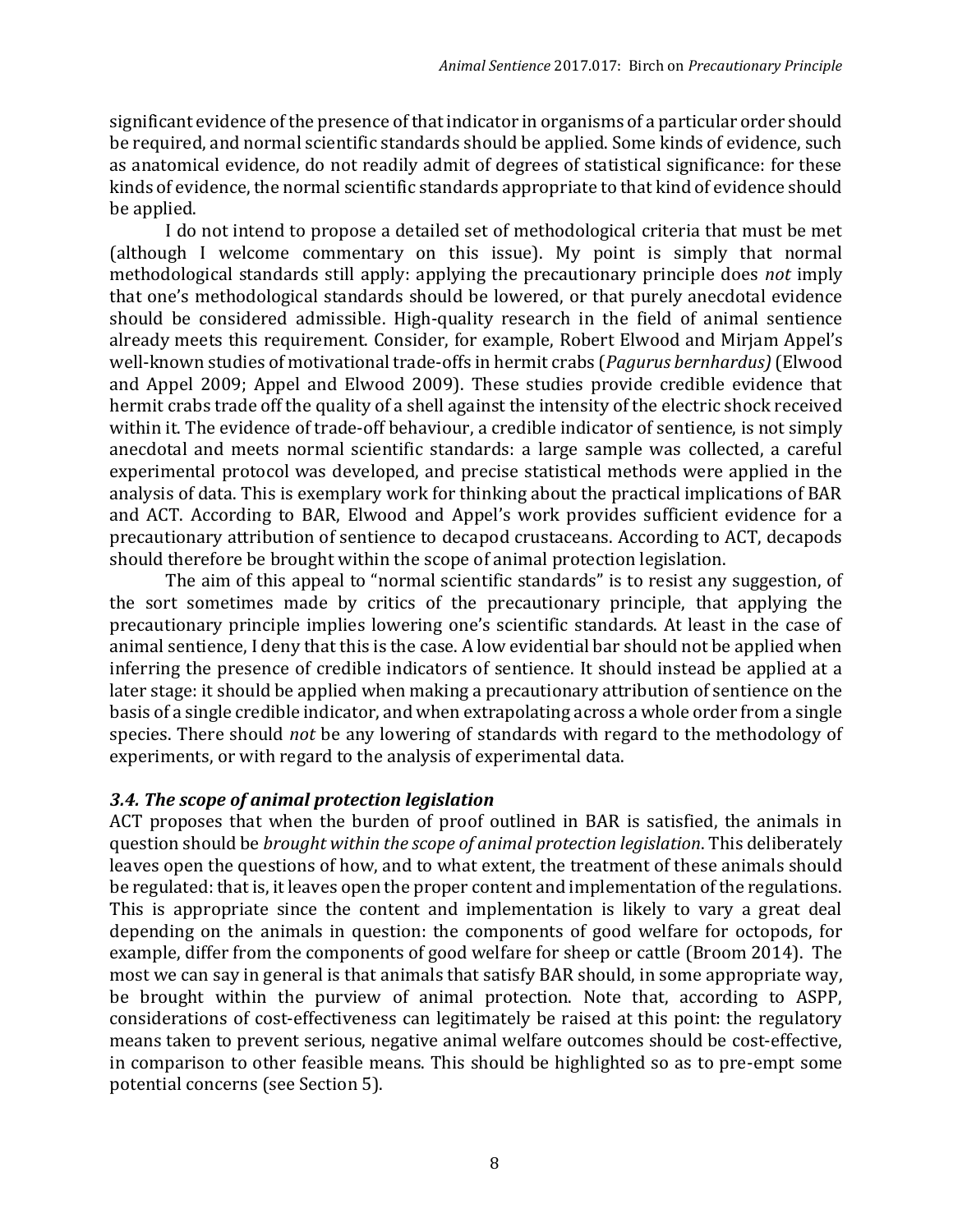significant evidence of the presence of that indicator in organisms of a particular order should be required, and normal scientific standards should be applied. Some kinds of evidence, such as anatomical evidence, do not readily admit of degrees of statistical significance: for these kinds of evidence, the normal scientific standards appropriate to that kind of evidence should be applied.

I do not intend to propose a detailed set of methodological criteria that must be met (although I welcome commentary on this issue). My point is simply that normal methodological standards still apply: applying the precautionary principle does *not* imply that one's methodological standards should be lowered, or that purely anecdotal evidence should be considered admissible. High-quality research in the field of animal sentience already meets this requirement. Consider, for example, Robert Elwood and Mirjam Appel's well-known studies of motivational trade-offs in hermit crabs (*Pagurus bernhardus)* (Elwood and Appel 2009; Appel and Elwood 2009). These studies provide credible evidence that hermit crabs trade off the quality of a shell against the intensity of the electric shock received within it. The evidence of trade-off behaviour, a credible indicator of sentience, is not simply anecdotal and meets normal scientific standards: a large sample was collected, a careful experimental protocol was developed, and precise statistical methods were applied in the analysis of data. This is exemplary work for thinking about the practical implications of BAR and ACT. According to BAR, Elwood and Appel's work provides sufficient evidence for a precautionary attribution of sentience to decapod crustaceans. According to ACT, decapods should therefore be brought within the scope of animal protection legislation.

The aim of this appeal to "normal scientific standards" is to resist any suggestion, of the sort sometimes made by critics of the precautionary principle, that applying the precautionary principle implies lowering one's scientific standards. At least in the case of animal sentience, I deny that this is the case. A low evidential bar should not be applied when inferring the presence of credible indicators of sentience. It should instead be applied at a later stage: it should be applied when making a precautionary attribution of sentience on the basis of a single credible indicator, and when extrapolating across a whole order from a single species. There should *not* be any lowering of standards with regard to the methodology of experiments, or with regard to the analysis of experimental data.

### *3.4. The scope of animal protection legislation*

ACT proposes that when the burden of proof outlined in BAR is satisfied, the animals in question should be *brought within the scope of animal protection legislation*. This deliberately leaves open the questions of how, and to what extent, the treatment of these animals should be regulated: that is, it leaves open the proper content and implementation of the regulations. This is appropriate since the content and implementation is likely to vary a great deal depending on the animals in question: the components of good welfare for octopods, for example, differ from the components of good welfare for sheep or cattle (Broom 2014). The most we can say in general is that animals that satisfy BAR should, in some appropriate way, be brought within the purview of animal protection. Note that, according to ASPP, considerations of cost-effectiveness can legitimately be raised at this point: the regulatory means taken to prevent serious, negative animal welfare outcomes should be cost-effective, in comparison to other feasible means. This should be highlighted so as to pre-empt some potential concerns (see Section 5).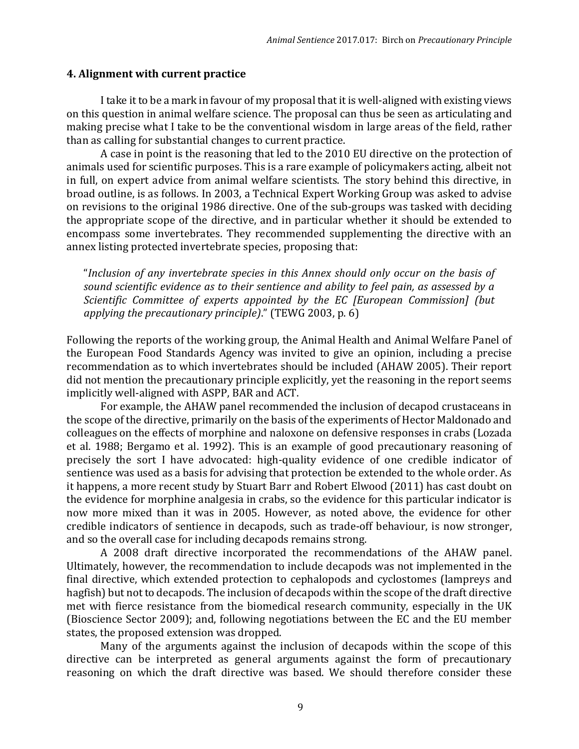### 4. Alignment with current practice

I take it to be a mark in favour of my proposal that it is well-aligned with existing views on this question in animal welfare science. The proposal can thus be seen as articulating and making precise what I take to be the conventional wisdom in large areas of the field, rather than as calling for substantial changes to current practice.

A case in point is the reasoning that led to the 2010 EU directive on the protection of animals used for scientific purposes. This is a rare example of policymakers acting, albeit not in full, on expert advice from animal welfare scientists. The story behind this directive, in broad outline, is as follows. In 2003, a Technical Expert Working Group was asked to advise on revisions to the original 1986 directive. One of the sub-groups was tasked with deciding the appropriate scope of the directive, and in particular whether it should be extended to encompass some invertebrates. They recommended supplementing the directive with an annex listing protected invertebrate species, proposing that:

> "*Inclusion of any invertebrate species in this Annex should only occur on the basis of sound scientific evidence as to their sentience and ability to feel pain, as assessed by a Scientific Committee of experts appointed by the EC [European Commission] (but applying the precautionary principle)*." (TEWG 2003, p. 6)

Following the reports of the working group, the Animal Health and Animal Welfare Panel of the European Food Standards Agency was invited to give an opinion, including a precise recommendation as to which invertebrates should be included (AHAW 2005). Their report did not mention the precautionary principle explicitly, yet the reasoning in the report seems implicitly well-aligned with ASPP, BAR and ACT.

For example, the AHAW panel recommended the inclusion of decapod crustaceans in the scope of the directive, primarily on the basis of the experiments of Hector Maldonado and colleagues on the effects of morphine and naloxone on defensive responses in crabs (Lozada et al. 1988; Bergamo et al. 1992). This is an example of good precautionary reasoning of precisely the sort I have advocated: high-quality evidence of one credible indicator of sentience was used as a basis for advising that protection be extended to the whole order. As it happens, a more recent study by Stuart Barr and Robert Elwood (2011) has cast doubt on the evidence for morphine analgesia in crabs, so the evidence for this particular indicator is now more mixed than it was in 2005. However, as noted above, the evidence for other credible indicators of sentience in decapods, such as trade-off behaviour, is now stronger, and so the overall case for including decapods remains strong.

A 2008 draft directive incorporated the recommendations of the AHAW panel. Ultimately, however, the recommendation to include decapods was not implemented in the final directive, which extended protection to cephalopods and cyclostomes (lampreys and hagfish) but not to decapods. The inclusion of decapods within the scope of the draft directive met with fierce resistance from the biomedical research community, especially in the UK (Bioscience Sector 2009); and, following negotiations between the EC and the EU member states, the proposed extension was dropped.

Many of the arguments against the inclusion of decapods within the scope of this directive can be interpreted as general arguments against the form of precautionary reasoning on which the draft directive was based. We should therefore consider these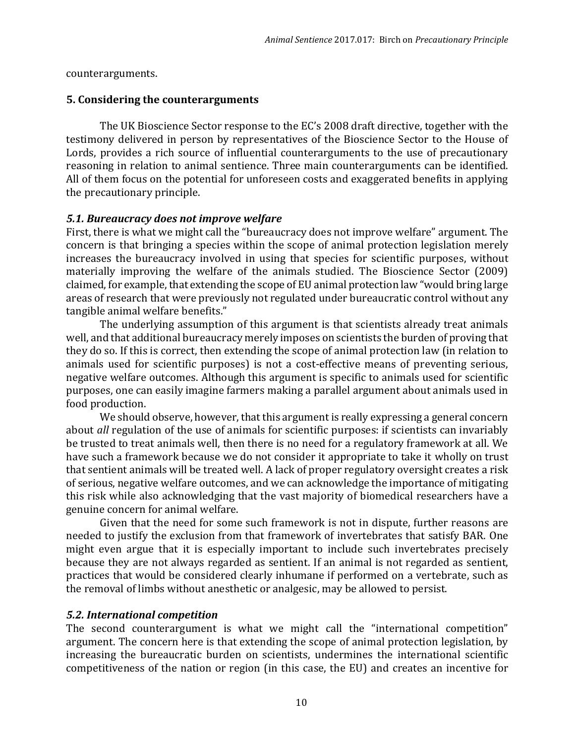counterarguments.

## 5. Considering the counterarguments

The UK Bioscience Sector response to the EC's 2008 draft directive, together with the testimony delivered in person by representatives of the Bioscience Sector to the House of Lords, provides a rich source of influential counterarguments to the use of precautionary reasoning in relation to animal sentience. Three main counterarguments can be identified. All of them focus on the potential for unforeseen costs and exaggerated benefits in applying the precautionary principle.

### *5.1. Bureaucracy does not improve welfare*

First, there is what we might call the "bureaucracy does not improve welfare" argument. The concern is that bringing a species within the scope of animal protection legislation merely increases the bureaucracy involved in using that species for scientific purposes, without materially improving the welfare of the animals studied. The Bioscience Sector (2009) claimed, for example, that extending the scope of EU animal protection law "would bring large areas of research that were previously not regulated under bureaucratic control without any tangible animal welfare benefits."

The underlying assumption of this argument is that scientists already treat animals well, and that additional bureaucracy merely imposes on scientists the burden of proving that they do so. If this is correct, then extending the scope of animal protection law (in relation to animals used for scientific purposes) is not a cost-effective means of preventing serious, negative welfare outcomes. Although this argument is specific to animals used for scientific purposes, one can easily imagine farmers making a parallel argument about animals used in food production.

We should observe, however, that this argument is really expressing a general concern about *all* regulation of the use of animals for scientific purposes: if scientists can invariably be trusted to treat animals well, then there is no need for a regulatory framework at all. We have such a framework because we do not consider it appropriate to take it wholly on trust that sentient animals will be treated well. A lack of proper regulatory oversight creates a risk of serious, negative welfare outcomes, and we can acknowledge the importance of mitigating this risk while also acknowledging that the vast majority of biomedical researchers have a genuine concern for animal welfare.

Given that the need for some such framework is not in dispute, further reasons are needed to justify the exclusion from that framework of invertebrates that satisfy BAR. One might even argue that it is especially important to include such invertebrates precisely because they are not always regarded as sentient. If an animal is not regarded as sentient, practices that would be considered clearly inhumane if performed on a vertebrate, such as the removal of limbs without anesthetic or analgesic, may be allowed to persist.

### *5.2. International competition*

The second counterargument is what we might call the "international competition" argument. The concern here is that extending the scope of animal protection legislation, by increasing the bureaucratic burden on scientists, undermines the international scientific competitiveness of the nation or region (in this case, the EU) and creates an incentive for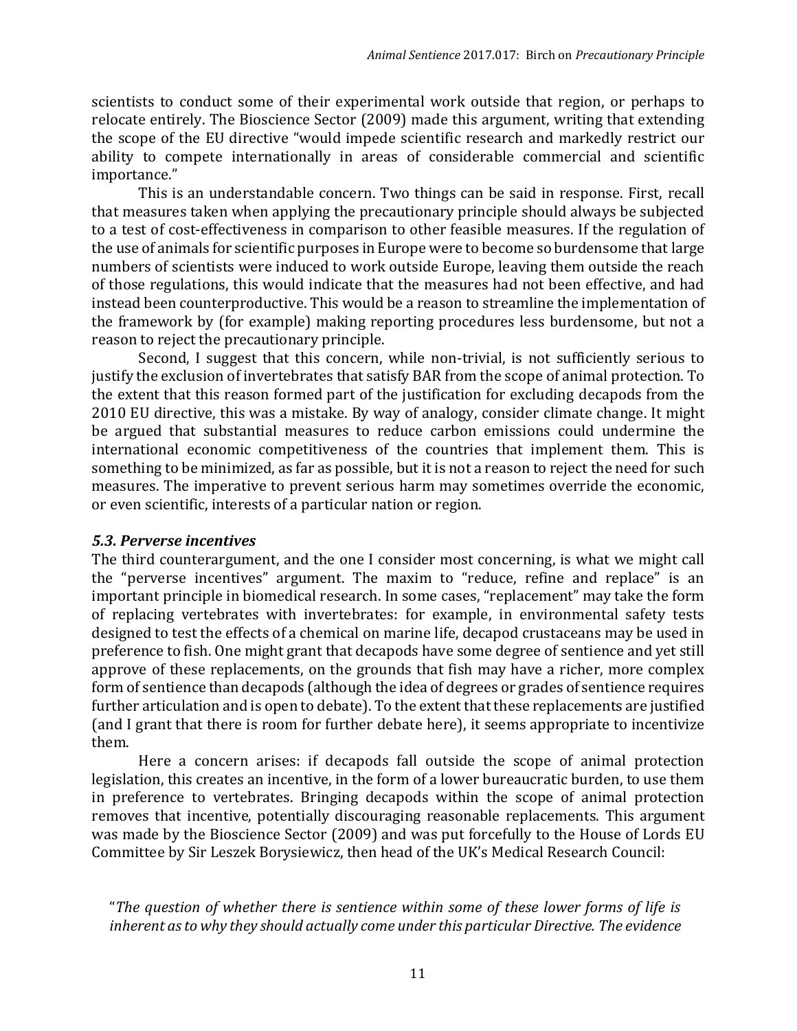scientists to conduct some of their experimental work outside that region, or perhaps to relocate entirely. The Bioscience Sector (2009) made this argument, writing that extending the scope of the EU directive "would impede scientific research and markedly restrict our ability to compete internationally in areas of considerable commercial and scientific importance."

This is an understandable concern. Two things can be said in response. First, recall that measures taken when applying the precautionary principle should always be subjected to a test of cost-effectiveness in comparison to other feasible measures. If the regulation of the use of animals for scientific purposes in Europe were to become so burdensome that large numbers of scientists were induced to work outside Europe, leaving them outside the reach of those regulations, this would indicate that the measures had not been effective, and had instead been counterproductive. This would be a reason to streamline the implementation of the framework by (for example) making reporting procedures less burdensome, but not a reason to reject the precautionary principle.

Second, I suggest that this concern, while non-trivial, is not sufficiently serious to justify the exclusion of invertebrates that satisfy BAR from the scope of animal protection. To the extent that this reason formed part of the justification for excluding decapods from the 2010 EU directive, this was a mistake. By way of analogy, consider climate change. It might be argued that substantial measures to reduce carbon emissions could undermine the international economic competitiveness of the countries that implement them. This is something to be minimized, as far as possible, but it is not a reason to reject the need for such measures. The imperative to prevent serious harm may sometimes override the economic, or even scientific, interests of a particular nation or region.

### *5.3. Perverse incentives*

The third counterargument, and the one I consider most concerning, is what we might call the "perverse incentives" argument. The maxim to "reduce, refine and replace" is an important principle in biomedical research. In some cases, "replacement" may take the form of replacing vertebrates with invertebrates: for example, in environmental safety tests designed to test the effects of a chemical on marine life, decapod crustaceans may be used in preference to fish. One might grant that decapods have some degree of sentience and yet still approve of these replacements, on the grounds that fish may have a richer, more complex form of sentience than decapods (although the idea of degrees or grades of sentience requires further articulation and is open to debate). To the extent that these replacements are justified (and I grant that there is room for further debate here), it seems appropriate to incentivize them.

Here a concern arises: if decapods fall outside the scope of animal protection legislation, this creates an incentive, in the form of a lower bureaucratic burden, to use them in preference to vertebrates. Bringing decapods within the scope of animal protection removes that incentive, potentially discouraging reasonable replacements. This argument was made by the Bioscience Sector (2009) and was put forcefully to the House of Lords EU Committee by Sir Leszek Borysiewicz, then head of the UK's Medical Research Council:

"*The question of whether there is sentience within some of these lower forms of life is inherent as to why they should actually come under this particular Directive. The evidence*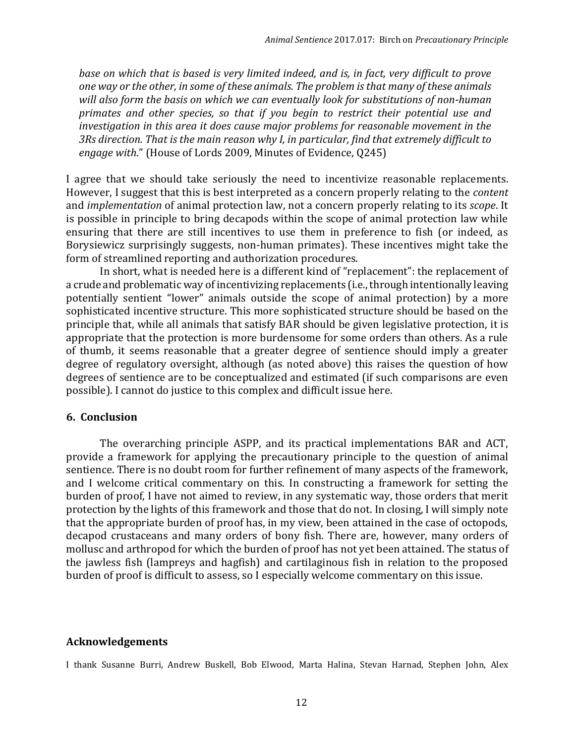*base on which that is based is very limited indeed, and is, in fact, very difficult to prove one way or the other, in some of these animals. The problem is that many of these animals will also form the basis on which we can eventually look for substitutions of non-human primates and other species, so that if you begin to restrict their potential use and investigation in this area it does cause major problems for reasonable movement in the 3Rs direction. That is the main reason why I, in particular, find that extremely difficult to engage with*." (House of Lords 2009, Minutes of Evidence, Q245)

I agree that we should take seriously the need to incentivize reasonable replacements. However, I suggest that this is best interpreted as a concern properly relating to the *content* and *implementation* of animal protection law, not a concern properly relating to its *scope*. It is possible in principle to bring decapods within the scope of animal protection law while ensuring that there are still incentives to use them in preference to fish (or indeed, as Borysiewicz surprisingly suggests, non-human primates). These incentives might take the form of streamlined reporting and authorization procedures.

In short, what is needed here is a different kind of "replacement": the replacement of a crude and problematic way of incentivizing replacements (i.e., through intentionally leaving potentially sentient "lower" animals outside the scope of animal protection) by a more sophisticated incentive structure. This more sophisticated structure should be based on the principle that, while all animals that satisfy BAR should be given legislative protection, it is appropriate that the protection is more burdensome for some orders than others. As a rule of thumb, it seems reasonable that a greater degree of sentience should imply a greater degree of regulatory oversight, although (as noted above) this raises the question of how degrees of sentience are to be conceptualized and estimated (if such comparisons are even possible). I cannot do justice to this complex and difficult issue here.

## 6. Conclusion

The overarching principle ASPP, and its practical implementations BAR and ACT, provide a framework for applying the precautionary principle to the question of animal sentience. There is no doubt room for further refinement of many aspects of the framework, and I welcome critical commentary on this. In constructing a framework for setting the burden of proof, I have not aimed to review, in any systematic way, those orders that merit protection by the lights of this framework and those that do not. In closing, I will simply note that the appropriate burden of proof has, in my view, been attained in the case of octopods, decapod crustaceans and many orders of bony fish. There are, however, many orders of mollusc and arthropod for which the burden of proof has not yet been attained. The status of the jawless fish (lampreys and hagfish) and cartilaginous fish in relation to the proposed burden of proof is difficult to assess, so I especially welcome commentary on this issue.

## Acknowledgements

I thank Susanne Burri, Andrew Buskell, Bob Elwood, Marta Halina, Stevan Harnad, Stephen John, Alex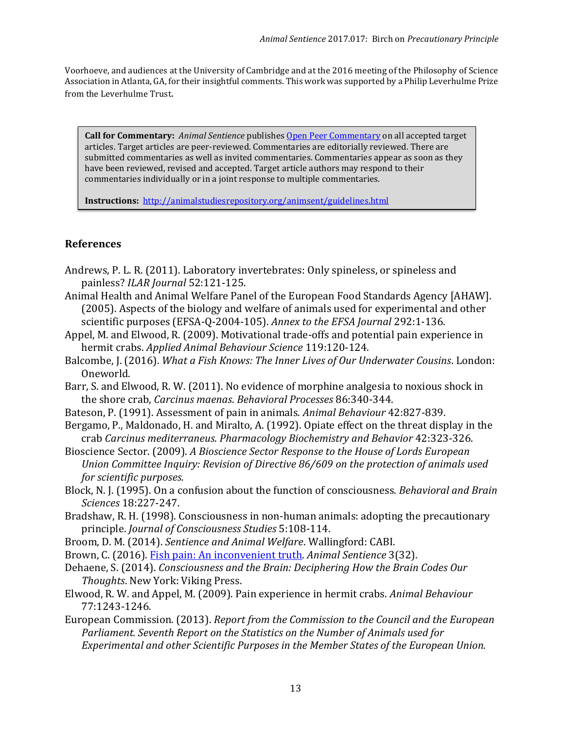Voorhoeve, and audiences at the University of Cambridge and at the 2016 meeting of the Philosophy of Science Association in Atlanta, GA, for their insightful comments. This work was supported by a Philip Leverhulme Prize from the Leverhulme Trust.

**Call for Commentary:** *Animal Sentience* publishes [Open Peer Commentary](http://animalstudiesrepository.org/animsent/guidelines.html) on all accepted target articles. Target articles are peer-reviewed. Commentaries are editorially reviewed. There are submitted commentaries as well as invited commentaries. Commentaries appear as soon as they have been reviewed, revised and accepted. Target article authors may respond to their commentaries individually or in a joint response to multiple commentaries.

**Instructions:** [http://animalstudiesrepository.org/animsent/guidelines.html](http://animalstudiesrepository.org/animsent/guidelines.html)

## References

Andrews, P. L. R. (2011). Laboratory invertebrates: Only spineless, or spineless and painless? *ILAR Journal* 52:121-125.

Animal Health and Animal Welfare Panel of the European Food Standards Agency [AHAW]. (2005). Aspects of the biology and welfare of animals used for experimental and other scientific purposes (EFSA-Q-2004-105). *Annex to the EFSA Journal* 292:1-136.

Appel, M. and Elwood, R. (2009). Motivational trade-offs and potential pain experience in hermit crabs. *Applied Animal Behaviour Science* 119:120-124.

Balcombe, J. (2016). *What a Fish Knows: The Inner Lives of Our Underwater Cousins*. London: Oneworld.

Barr, S. and Elwood, R. W. (2011). No evidence of morphine analgesia to noxious shock in the shore crab, *Carcinus maenas*. *Behavioral Processes* 86:340-344.

Bateson, P. (1991). Assessment of pain in animals. *Animal Behaviour* 42:827-839.

Bergamo, P., Maldonado, H. and Miralto, A. (1992). Opiate effect on the threat display in the crab *Carcinus mediterraneus*. *Pharmacology Biochemistry and Behavior* 42:323-326.

Bioscience Sector. (2009). *A Bioscience Sector Response to the House of Lords European Union Committee Inquiry: Revision of Directive 86/609 on the protection of animals used for scientific purposes.*

Block, N. J. (1995). On a confusion about the function of consciousness. *Behavioral and Brain Sciences* 18:227-247.

Bradshaw, R. H. (1998). Consciousness in non-human animals: adopting the precautionary principle. *Journal of Consciousness Studies* 5:108-114.

Broom, D. M. (2014). *Sentience and Animal Welfare*. Wallingford: CABI.

Brown, C. (2016). [Fish pain: An inconvenient truth](#). *Animal Sentience* 3(32).

Dehaene, S. (2014). *Consciousness and the Brain: Deciphering How the Brain Codes Our Thoughts*. New York: Viking Press.

Elwood, R. W. and Appel, M. (2009). Pain experience in hermit crabs. *Animal Behaviour* 77:1243-1246.

European Commission. (2013). *Report from the Commission to the Council and the European Parliament. Seventh Report on the Statistics on the Number of Animals used for Experimental and other Scientific Purposes in the Member States of the European Union.*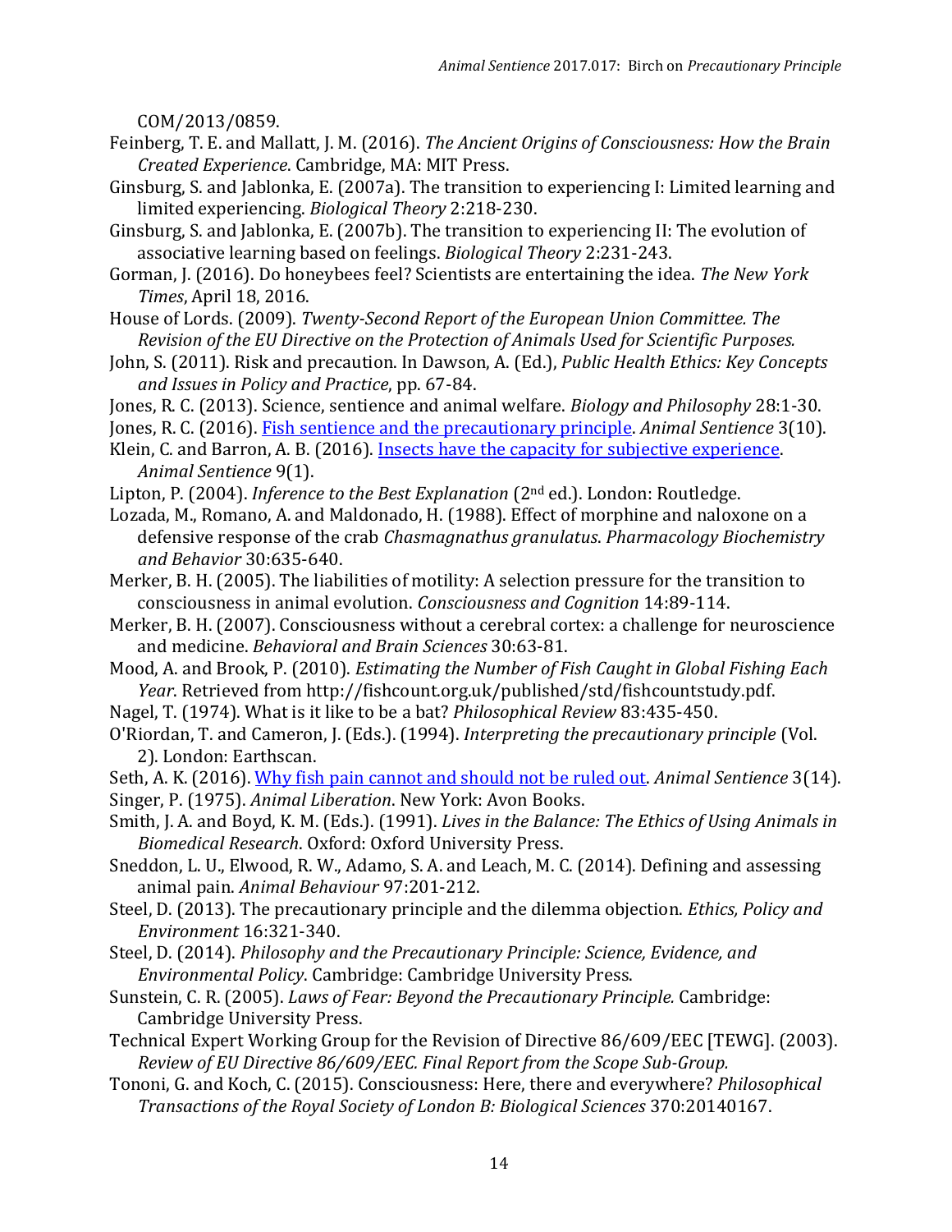COM/2013/0859.

Feinberg, T. E. and Mallatt, J. M. (2016). *The Ancient Origins of Consciousness: How the Brain Created Experience*. Cambridge, MA: MIT Press.

Ginsburg, S. and Jablonka, E. (2007a). The transition to experiencing I: Limited learning and limited experiencing. *Biological Theory* 2:218-230.

Ginsburg, S. and Jablonka, E. (2007b). The transition to experiencing II: The evolution of associative learning based on feelings. *Biological Theory* 2:231-243.

Gorman, J. (2016). Do honeybees feel? Scientists are entertaining the idea. *The New York Times*, April 18, 2016.

House of Lords. (2009). *Twenty-Second Report of the European Union Committee. The Revision of the EU Directive on the Protection of Animals Used for Scientific Purposes.*

John, S. (2011). Risk and precaution. In Dawson, A. (Ed.), *Public Health Ethics: Key Concepts and Issues in Policy and Practice*, pp. 67-84.

Jones, R. C. (2013). Science, sentience and animal welfare. *Biology and Philosophy* 28:1-30.

Jones, R. C. (2016). Fish sentience and the precautionary principle. *Animal Sentience* 3(10).

Klein, C. and Barron, A. B. (2016). Insects have the capacity for subjective experience. *Animal Sentience* 9(1).

Lipton, P. (2004). *Inference to the Best Explanation* (2nd ed.). London: Routledge.

Lozada, M., Romano, A. and Maldonado, H. (1988). Effect of morphine and naloxone on a defensive response of the crab *Chasmagnathus granulatus*. *Pharmacology Biochemistry and Behavior* 30:635-640.

Merker, B. H. (2005). The liabilities of motility: A selection pressure for the transition to consciousness in animal evolution. *Consciousness and Cognition* 14:89-114.

Merker, B. H. (2007). Consciousness without a cerebral cortex: a challenge for neuroscience and medicine. *Behavioral and Brain Sciences* 30:63-81.

Mood, A. and Brook, P. (2010). *Estimating the Number of Fish Caught in Global Fishing Each Year*. Retrieved from http://fishcount.org.uk/published/std/fishcountstudy.pdf.

Nagel, T. (1974). What is it like to be a bat? *Philosophical Review* 83:435-450.

O'Riordan, T. and Cameron, J. (Eds.). (1994). *Interpreting the precautionary principle* (Vol. 2). London: Earthscan.

Seth, A. K. (2016). Why fish pain cannot and should not be ruled out. *Animal Sentience* 3(14).

Singer, P. (1975). *Animal Liberation*. New York: Avon Books.

Smith, J. A. and Boyd, K. M. (Eds.). (1991). *Lives in the Balance: The Ethics of Using Animals in Biomedical Research*. Oxford: Oxford University Press.

Sneddon, L. U., Elwood, R. W., Adamo, S. A. and Leach, M. C. (2014). Defining and assessing animal pain. *Animal Behaviour* 97:201-212.

Steel, D. (2013). The precautionary principle and the dilemma objection. *Ethics, Policy and Environment* 16:321-340.

Steel, D. (2014). *Philosophy and the Precautionary Principle: Science, Evidence, and Environmental Policy*. Cambridge: Cambridge University Press.

Sunstein, C. R. (2005). *Laws of Fear: Beyond the Precautionary Principle.* Cambridge: Cambridge University Press.

Technical Expert Working Group for the Revision of Directive 86/609/EEC [TEWG]. (2003). *Review of EU Directive 86/609/EEC. Final Report from the Scope Sub-Group.*

Tononi, G. and Koch, C. (2015). Consciousness: Here, there and everywhere? *Philosophical Transactions of the Royal Society of London B: Biological Sciences* 370:20140167.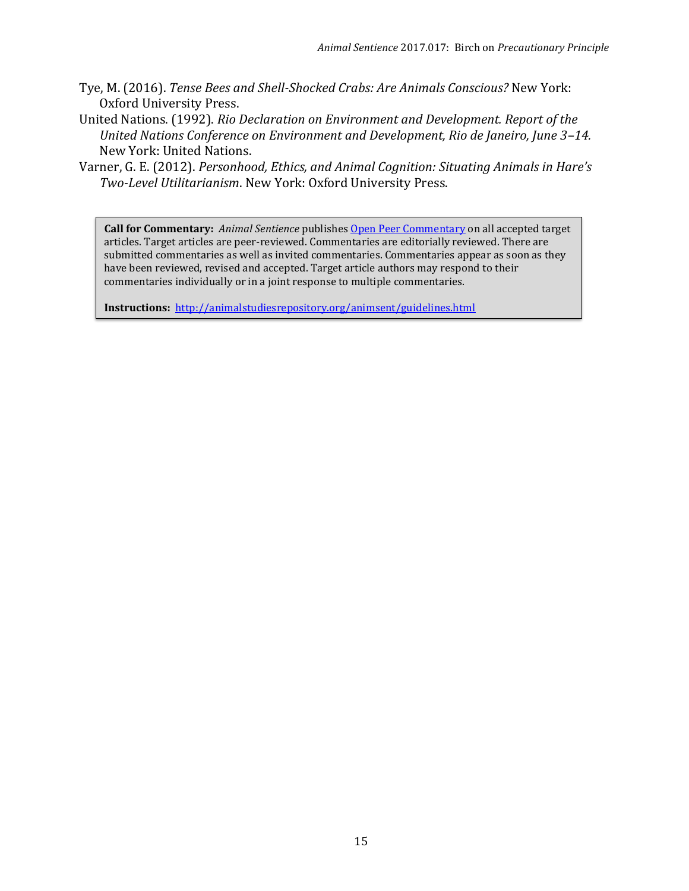Tye, M. (2016). *Tense Bees and Shell-Shocked Crabs: Are Animals Conscious?* New York: Oxford University Press.

United Nations. (1992). *Rio Declaration on Environment and Development. Report of the United Nations Conference on Environment and Development, Rio de Janeiro, June 3–14.* New York: United Nations.

Varner, G. E. (2012). *Personhood, Ethics, and Animal Cognition: Situating Animals in Hare's Two-Level Utilitarianism*. New York: Oxford University Press.

**Call for Commentary:** *Animal Sentience* publishes Open Peer Commentary on all accepted target articles. Target articles are peer-reviewed. Commentaries are editorially reviewed. There are submitted commentaries as well as invited commentaries. Commentaries appear as soon as they have been reviewed, revised and accepted. Target article authors may respond to their commentaries individually or in a joint response to multiple commentaries.

**Instructions:** http://animalstudiesrepository.org/animsent/guidelines.html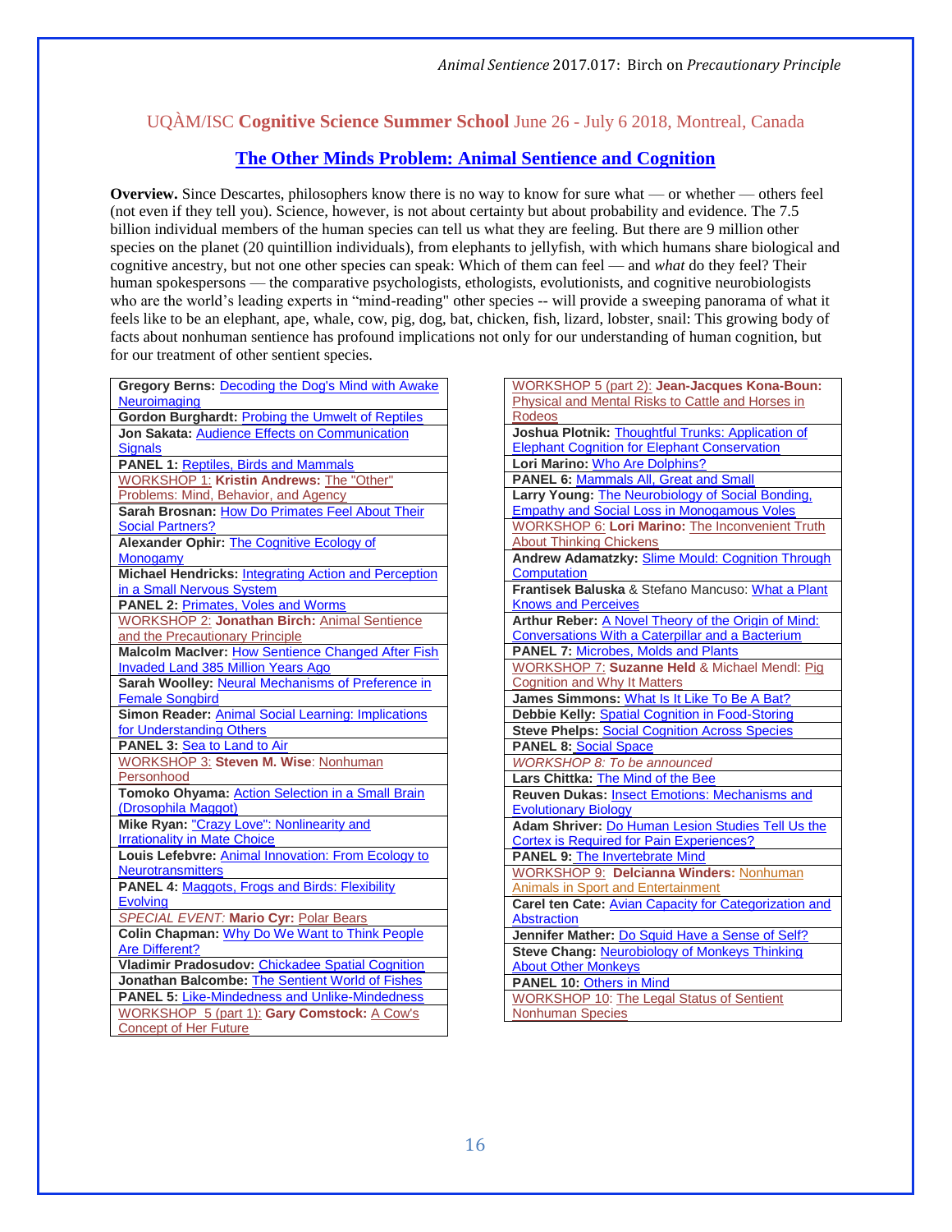## UQÀM/ISC **Cognitive Science Summer School** June 26 - July 6 2018, Montreal, Canada

## The Other Minds Problem: Animal Sentience and Cognition

**Overview.** Since Descartes, philosophers know there is no way to know for sure what — or whether — others feel (not even if they tell you). Science, however, is not about certainty but about probability and evidence. The 7.5 billion individual members of the human species can tell us what they are feeling. But there are 9 million other species on the planet (20 quintillion individuals), from elephants to jellyfish, with which humans share biological and cognitive ancestry, but not one other species can speak: Which of them can feel — and *what* do they feel? Their human spokespersons — the comparative psychologists, ethologists, evolutionists, and cognitive neurobiologists who are the world's leading experts in "mind-reading" other species -- will provide a sweeping panorama of what it feels like to be an elephant, ape, whale, cow, pig, dog, bat, chicken, fish, lizard, lobster, snail: This growing body of facts about nonhuman sentience has profound implications not only for our understanding of human cognition, but for our treatment of other sentient species.

| |
|---|
| **Gregory Berns:** Decoding the Dog's Mind with Awake Neuroimaging |
| **Gordon Burghardt:** Probing the Umwelt of Reptiles |
| **Jon Sakata:** Audience Effects on Communication Signals |
| **PANEL 1:** Reptiles, Birds and Mammals |
| WORKSHOP 1: **Kristin Andrews:** The "Other" Problems: Mind, Behavior, and Agency |
| **Sarah Brosnan:** How Do Primates Feel About Their Social Partners? |
| **Alexander Ophir:** The Cognitive Ecology of Monogamy |
| **Michael Hendricks:** Integrating Action and Perception in a Small Nervous System |
| **PANEL 2:** Primates, Voles and Worms |
| WORKSHOP 2: **Jonathan Birch:** Animal Sentience and the Precautionary Principle |
| **Malcolm MacIver:** How Sentience Changed After Fish Invaded Land 385 Million Years Ago |
| **Sarah Woolley:** Neural Mechanisms of Preference in Female Songbird |
| **Simon Reader:** Animal Social Learning: Implications for Understanding Others |
| **PANEL 3:** Sea to Land to Air |
| WORKSHOP 3: **Steven M. Wise**: Nonhuman Personhood |
| **Tomoko Ohyama:** Action Selection in a Small Brain (Drosophila Maggot) |
| **Mike Ryan:** "Crazy Love": Nonlinearity and Irrationality in Mate Choice |
| **Louis Lefebvre:** Animal Innovation: From Ecology to Neurotransmitters |
| **PANEL 4:** Maggots, Frogs and Birds: Flexibility Evolving |
| *SPECIAL EVENT:* **Mario Cyr:** Polar Bears |
| **Colin Chapman:** Why Do We Want to Think People Are Different? |
| **Vladimir Pradosudov:** Chickadee Spatial Cognition |
| **Jonathan Balcombe:** The Sentient World of Fishes |
| **PANEL 5:** Like-Mindedness and Unlike-Mindedness |
| WORKSHOP 5 (part 1): **Gary Comstock:** A Cow's Concept of Her Future |
| WORKSHOP 5 (part 2): **Jean-Jacques Kona-Boun:** Physical and Mental Risks to Cattle and Horses in Rodeos |
| **Joshua Plotnik:** Thoughtful Trunks: Application of Elephant Cognition for Elephant Conservation |
| **Lori Marino:** Who Are Dolphins? |
| **PANEL 6:** Mammals All, Great and Small |
| **Larry Young:** The Neurobiology of Social Bonding, Empathy and Social Loss in Monogamous Voles |
| WORKSHOP 6: **Lori Marino:** The Inconvenient Truth About Thinking Chickens |
| **Andrew Adamatzky:** Slime Mould: Cognition Through Computation |
| **Frantisek Baluska** & Stefano Mancuso: What a Plant Knows and Perceives |
| **Arthur Reber:** A Novel Theory of the Origin of Mind: Conversations With a Caterpillar and a Bacterium |
| **PANEL 7:** Microbes, Molds and Plants |
| WORKSHOP 7: **Suzanne Held** & Michael Mendl: Pig Cognition and Why It Matters |
| **James Simmons:** What Is It Like To Be A Bat? |
| **Debbie Kelly:** Spatial Cognition in Food-Storing |
| **Steve Phelps:** Social Cognition Across Species |
| **PANEL 8:** Social Space |
| *WORKSHOP 8: To be announced* |
| **Lars Chittka:** The Mind of the Bee |
| **Reuven Dukas:** Insect Emotions: Mechanisms and Evolutionary Biology |
| **Adam Shriver:** Do Human Lesion Studies Tell Us the Cortex is Required for Pain Experiences? |
| **PANEL 9:** The Invertebrate Mind |
| WORKSHOP 9: **Delcianna Winders:** Nonhuman Animals in Sport and Entertainment |
| **Carel ten Cate:** Avian Capacity for Categorization and Abstraction |
| **Jennifer Mather:** Do Squid Have a Sense of Self? |
| **Steve Chang:** Neurobiology of Monkeys Thinking About Other Monkeys |
| **PANEL 10:** Others in Mind |
| WORKSHOP 10: The Legal Status of Sentient Nonhuman Species |